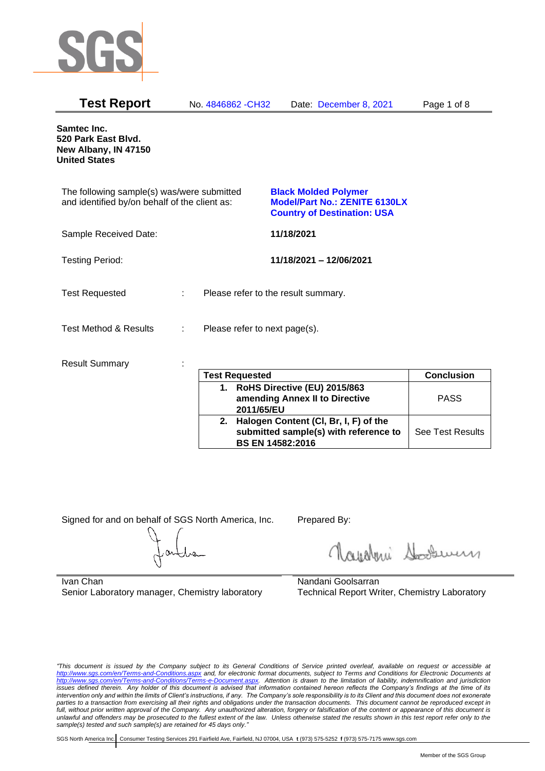# Test Report

No. 4846862 -CH32 Date: December 8, 2021

**Samtec Inc.**
**520 Park East Blvd.**
**New Albany, IN 47150**
**United States**

The following sample(s) was/were submitted and identified by/on behalf of the client as:

**Black Molded Polymer**
**Model/Part No.: ZENITE 6130LX**
**Country of Destination: USA**

Sample Received Date: **11/18/2021**

Testing Period: **11/18/2021 – 12/06/2021**

Test Requested : Please refer to the result summary.

Test Method & Results : Please refer to next page(s).

Result Summary :

| Test Requested | Conclusion |
|---|---|
| **1. RoHS Directive (EU) 2015/863 amending Annex II to Directive 2011/65/EU** | PASS |
| **2. Halogen Content (Cl, Br, I, F) of the submitted sample(s) with reference to BS EN 14582:2016** | See Test Results |

Signed for and on behalf of SGS North America, Inc.

Ivan Chan
Senior Laboratory manager, Chemistry laboratory

Prepared By:

Nandani Goolsarran
Technical Report Writer, Chemistry Laboratory

*"This document is issued by the Company subject to its General Conditions of Service printed overleaf, available on request or accessible at http://www.sgs.com/en/Terms-and-Conditions.aspx and, for electronic format documents, subject to Terms and Conditions for Electronic Documents at http://www.sgs.com/en/Terms-and-Conditions/Terms-e-Document.aspx. Attention is drawn to the limitation of liability, indemnification and jurisdiction issues defined therein. Any holder of this document is advised that information contained hereon reflects the Company's findings at the time of its intervention only and within the limits of Client's instructions, if any. The Company's sole responsibility is to its Client and this document does not exonerate parties to a transaction from exercising all their rights and obligations under the transaction documents. This document cannot be reproduced except in full, without prior written approval of the Company. Any unauthorized alteration, forgery or falsification of the content or appearance of this document is unlawful and offenders may be prosecuted to the fullest extent of the law. Unless otherwise stated the results shown in this test report refer only to the sample(s) tested and such sample(s) are retained for 45 days only."*

SGS North America Inc. | Consumer Testing Services 291 Fairfield Ave, Fairfield, NJ 07004, USA **t** (973) 575-5252 **f** (973) 575-7175 www.sgs.com

Member of the SGS Group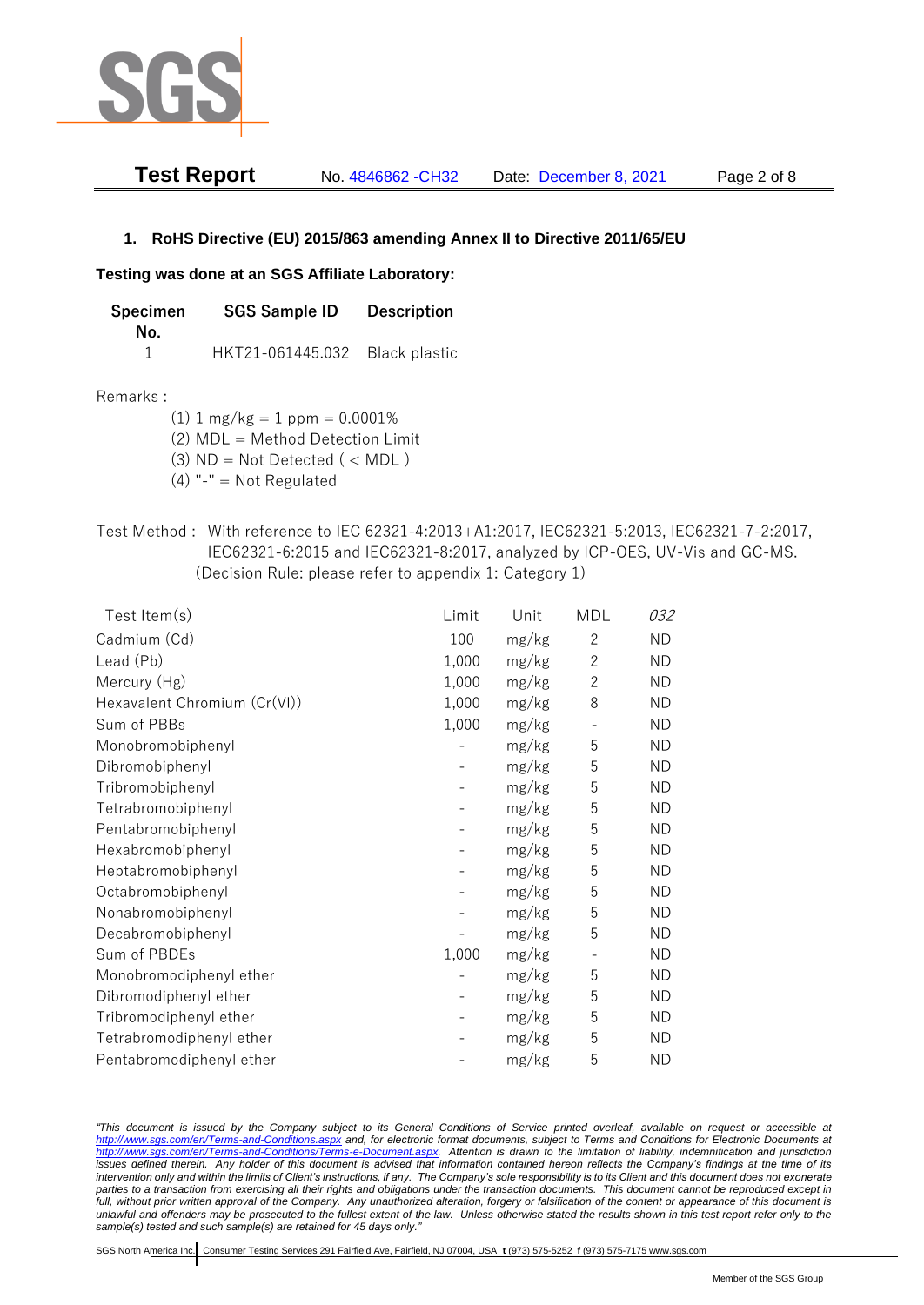## 1. RoHS Directive (EU) 2015/863 amending Annex II to Directive 2011/65/EU

**Testing was done at an SGS Affiliate Laboratory:**

| Specimen No. | SGS Sample ID | Description |
|---|---|---|
| 1 | HKT21-061445.032 | Black plastic |

Remarks :

(1) 1 mg/kg = 1 ppm = 0.0001%
(2) MDL = Method Detection Limit
(3) ND = Not Detected ( < MDL )
(4) "-" = Not Regulated

Test Method : With reference to IEC 62321-4:2013+A1:2017, IEC62321-5:2013, IEC62321-7-2:2017, IEC62321-6:2015 and IEC62321-8:2017, analyzed by ICP-OES, UV-Vis and GC-MS. (Decision Rule: please refer to appendix 1: Category 1)

| Test Item(s) | Limit | Unit | MDL | *032* |
|---|---|---|---|---|
| Cadmium (Cd) | 100 | mg/kg | 2 | ND |
| Lead (Pb) | 1,000 | mg/kg | 2 | ND |
| Mercury (Hg) | 1,000 | mg/kg | 2 | ND |
| Hexavalent Chromium (Cr(VI)) | 1,000 | mg/kg | 8 | ND |
| Sum of PBBs | 1,000 | mg/kg | - | ND |
| Monobromobiphenyl | - | mg/kg | 5 | ND |
| Dibromobiphenyl | - | mg/kg | 5 | ND |
| Tribromobiphenyl | - | mg/kg | 5 | ND |
| Tetrabromobiphenyl | - | mg/kg | 5 | ND |
| Pentabromobiphenyl | - | mg/kg | 5 | ND |
| Hexabromobiphenyl | - | mg/kg | 5 | ND |
| Heptabromobiphenyl | - | mg/kg | 5 | ND |
| Octabromobiphenyl | - | mg/kg | 5 | ND |
| Nonabromobiphenyl | - | mg/kg | 5 | ND |
| Decabromobiphenyl | - | mg/kg | 5 | ND |
| Sum of PBDEs | 1,000 | mg/kg | - | ND |
| Monobromodiphenyl ether | - | mg/kg | 5 | ND |
| Dibromodiphenyl ether | - | mg/kg | 5 | ND |
| Tribromodiphenyl ether | - | mg/kg | 5 | ND |
| Tetrabromodiphenyl ether | - | mg/kg | 5 | ND |
| Pentabromodiphenyl ether | - | mg/kg | 5 | ND |

*"This document is issued by the Company subject to its General Conditions of Service printed overleaf, available on request or accessible at http://www.sgs.com/en/Terms-and-Conditions.aspx and, for electronic format documents, subject to Terms and Conditions for Electronic Documents at http://www.sgs.com/en/Terms-and-Conditions/Terms-e-Document.aspx. Attention is drawn to the limitation of liability, indemnification and jurisdiction issues defined therein. Any holder of this document is advised that information contained hereon reflects the Company's findings at the time of its intervention only and within the limits of Client's instructions, if any. The Company's sole responsibility is to its Client and this document does not exonerate parties to a transaction from exercising all their rights and obligations under the transaction documents. This document cannot be reproduced except in full, without prior written approval of the Company. Any unauthorized alteration, forgery or falsification of the content or appearance of this document is unlawful and offenders may be prosecuted to the fullest extent of the law. Unless otherwise stated the results shown in this test report refer only to the sample(s) tested and such sample(s) are retained for 45 days only."*

SGS North America Inc. | Consumer Testing Services 291 Fairfield Ave, Fairfield, NJ 07004, USA t (973) 575-5252 f (973) 575-7175 www.sgs.com

Member of the SGS Group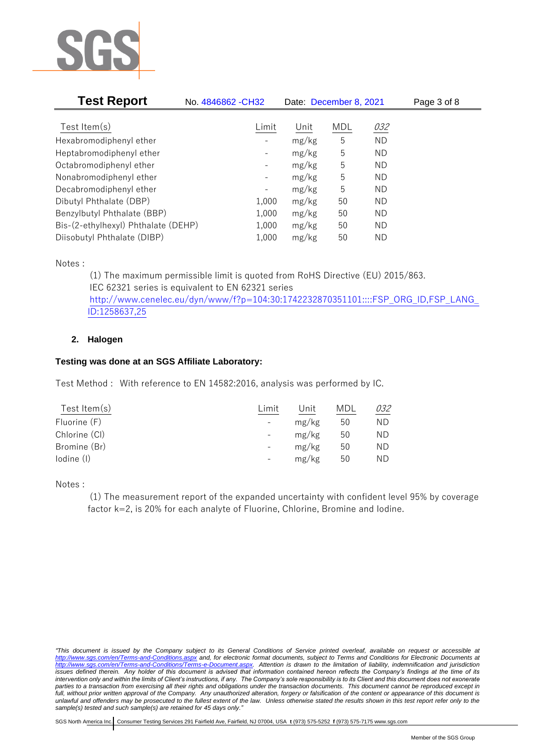| Test Item(s) | Limit | Unit | MDL | *032* |
|---|---|---|---|---|
| Hexabromodiphenyl ether | - | mg/kg | 5 | ND |
| Heptabromodiphenyl ether | - | mg/kg | 5 | ND |
| Octabromodiphenyl ether | - | mg/kg | 5 | ND |
| Nonabromodiphenyl ether | - | mg/kg | 5 | ND |
| Decabromodiphenyl ether | - | mg/kg | 5 | ND |
| Dibutyl Phthalate (DBP) | 1,000 | mg/kg | 50 | ND |
| Benzylbutyl Phthalate (BBP) | 1,000 | mg/kg | 50 | ND |
| Bis-(2-ethylhexyl) Phthalate (DEHP) | 1,000 | mg/kg | 50 | ND |
| Diisobutyl Phthalate (DIBP) | 1,000 | mg/kg | 50 | ND |

Notes :

(1) The maximum permissible limit is quoted from RoHS Directive (EU) 2015/863.
IEC 62321 series is equivalent to EN 62321 series
http://www.cenelec.eu/dyn/www/f?p=104:30:1742232870351101::::FSP_ORG_ID,FSP_LANG_ID:1258637,25

## 2. Halogen

**Testing was done at an SGS Affiliate Laboratory:**

Test Method : With reference to EN 14582:2016, analysis was performed by IC.

| Test Item(s) | Limit | Unit | MDL | *032* |
|---|---|---|---|---|
| Fluorine (F) | - | mg/kg | 50 | ND |
| Chlorine (Cl) | - | mg/kg | 50 | ND |
| Bromine (Br) | - | mg/kg | 50 | ND |
| Iodine (I) | - | mg/kg | 50 | ND |

Notes :

(1) The measurement report of the expanded uncertainty with confident level 95% by coverage factor k=2, is 20% for each analyte of Fluorine, Chlorine, Bromine and Iodine.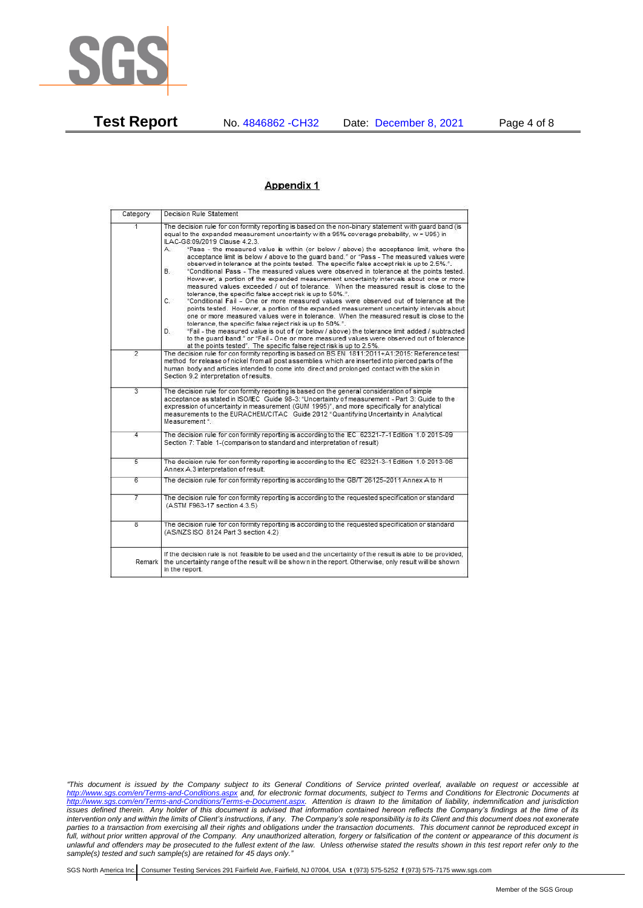## Appendix 1

| Category | Decision Rule Statement |
|---|---|
| 1 | The decision rule for conformity reporting is based on the non-binary statement with guard band (is equal to the expanded measurement uncertainty with a 95% coverage probability, w = U95) in ILAC-G8:09/2019 Clause 4.2.3.<br>A. "Pass - the measured value is within (or below / above) the acceptance limit, where the acceptance limit is below / above to the guard band." or "Pass - The measured values were observed in tolerance at the points tested. The specific false accept risk is up to 2.5%.".<br>B. "Conditional Pass - The measured values were observed in tolerance at the points tested. However, a portion of the expanded measurement uncertainty intervals about one or more measured values exceeded / out of tolerance. When the measured result is close to the tolerance, the specific false accept risk is up to 50%.".<br>C. "Conditional Fail - One or more measured values were observed out of tolerance at the points tested. However, a portion of the expanded measurement uncertainty intervals about one or more measured values were in tolerance. When the measured result is close to the tolerance, the specific false reject risk is up to 50%.".<br>D. "Fail - the measured value is out of (or below / above) the tolerance limit added / subtracted to the guard band." or "Fail - One or more measured values were observed out of tolerance at the points tested". The specific false reject risk is up to 2.5%. |
| 2 | The decision rule for conformity reporting is based on BS EN 1811:2011+A1:2015: Reference test method for release of nickel from all post assemblies which are inserted into pierced parts of the human body and articles intended to come into direct and prolonged contact with the skin in Section 9.2 interpretation of results. |
| 3 | The decision rule for conformity reporting is based on the general consideration of simple acceptance as stated in ISO/IEC Guide 98-3: "Uncertainty of measurement - Part 3: Guide to the expression of uncertainty in measurement (GUM 1995)", and more specifically for analytical measurements to the EURACHEM/CITAC Guide 2012 "Quantifying Uncertainty in Analytical Measurement ". |
| 4 | The decision rule for conformity reporting is according to the IEC 62321-7-1 Edition 1.0 2015-09 Section 7: Table 1-(comparison to standard and interpretation of result) |
| 5 | The decision rule for conformity reporting is according to the IEC 62321-3-1 Edition 1.0 2013-06 Annex A.3 interpretation of result. |
| 6 | The decision rule for conformity reporting is according to the GB/T 26125-2011 Annex A to H |
| 7 | The decision rule for conformity reporting is according to the requested specification or standard (ASTM F963-17 section 4.3.5) |
| 8 | The decision rule for conformity reporting is according to the requested specification or standard (AS/NZS ISO 8124 Part 3 section 4.2) |
| Remark | If the decision rule is not feasible to be used and the uncertainty of the result is able to be provided, the uncertainty range of the result will be shown in the report. Otherwise, only result will be shown in the report. |

*"This document is issued by the Company subject to its General Conditions of Service printed overleaf, available on request or accessible at http://www.sgs.com/en/Terms-and-Conditions.aspx and, for electronic format documents, subject to Terms and Conditions for Electronic Documents at http://www.sgs.com/en/Terms-and-Conditions/Terms-e-Document.aspx. Attention is drawn to the limitation of liability, indemnification and jurisdiction issues defined therein. Any holder of this document is advised that information contained hereon reflects the Company's findings at the time of its intervention only and within the limits of Client's instructions, if any. The Company's sole responsibility is to its Client and this document does not exonerate parties to a transaction from exercising all their rights and obligations under the transaction documents. This document cannot be reproduced except in full, without prior written approval of the Company. Any unauthorized alteration, forgery or falsification of the content or appearance of this document is unlawful and offenders may be prosecuted to the fullest extent of the law. Unless otherwise stated the results shown in this test report refer only to the sample(s) tested and such sample(s) are retained for 45 days only."*

SGS North America Inc. | Consumer Testing Services 291 Fairfield Ave, Fairfield, NJ 07004, USA **t** (973) 575-5252 **f** (973) 575-7175 www.sgs.com

Member of the SGS Group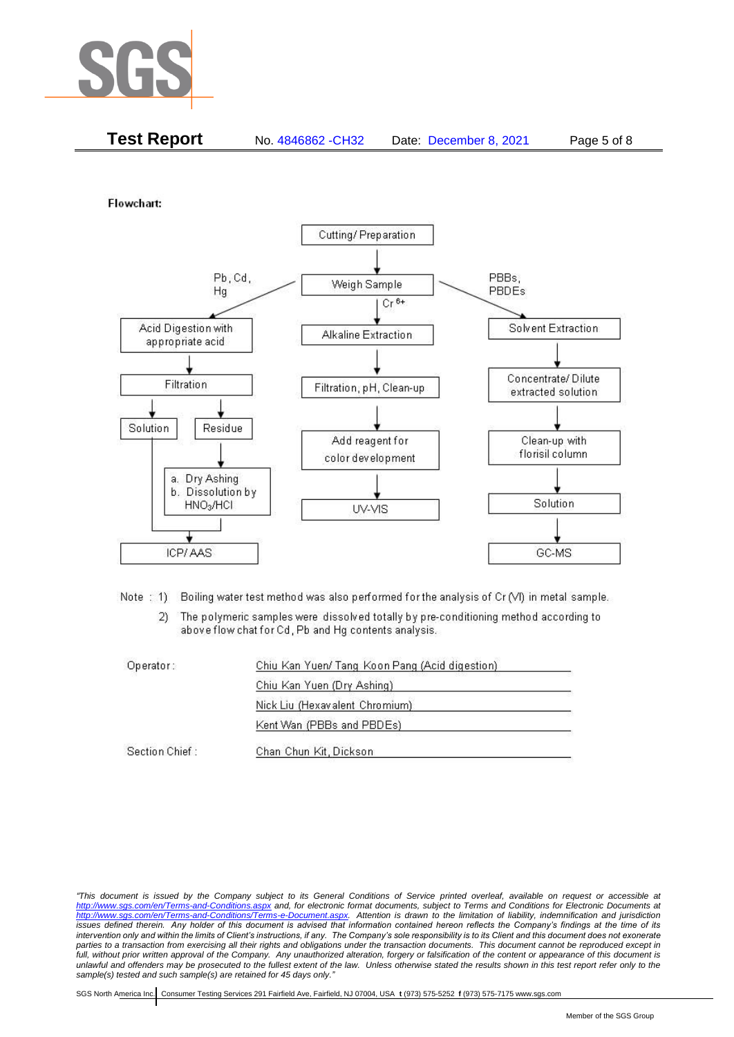**Flowchart:**

- Cutting/ Preparation → Weigh Sample
  - Pb, Cd, Hg → Acid Digestion with appropriate acid → Filtration
    - Solution → ICP/ AAS
    - Residue → a. Dry Ashing b. Dissolution by $HNO_3$/HCl → ICP/ AAS
  - $Cr^{6+}$ → Alkaline Extraction → Filtration, pH, Clean-up → Add reagent for color development → UV-VIS
  - PBBs, PBDEs → Solvent Extraction → Concentrate/ Dilute extracted solution → Clean-up with florisil column → Solution → GC-MS

Note : 1) Boiling water test method was also performed for the analysis of Cr (VI) in metal sample.

2) The polymeric samples were dissolved totally by pre-conditioning method according to above flow chat for Cd, Pb and Hg contents analysis.

Operator: Chiu Kan Yuen/ Tang Koon Pang (Acid digestion)

Chiu Kan Yuen (Dry Ashing)

Nick Liu (Hexavalent Chromium)

Kent Wan (PBBs and PBDEs)

Section Chief : Chan Chun Kit, Dickson

*"This document is issued by the Company subject to its General Conditions of Service printed overleaf, available on request or accessible at http://www.sgs.com/en/Terms-and-Conditions.aspx and, for electronic format documents, subject to Terms and Conditions for Electronic Documents at http://www.sgs.com/en/Terms-and-Conditions/Terms-e-Document.aspx. Attention is drawn to the limitation of liability, indemnification and jurisdiction issues defined therein. Any holder of this document is advised that information contained hereon reflects the Company's findings at the time of its intervention only and within the limits of Client's instructions, if any. The Company's sole responsibility is to its Client and this document does not exonerate parties to a transaction from exercising all their rights and obligations under the transaction documents. This document cannot be reproduced except in full, without prior written approval of the Company. Any unauthorized alteration, forgery or falsification of the content or appearance of this document is unlawful and offenders may be prosecuted to the fullest extent of the law. Unless otherwise stated the results shown in this test report refer only to the sample(s) tested and such sample(s) are retained for 45 days only."*

SGS North America Inc. | Consumer Testing Services 291 Fairfield Ave, Fairfield, NJ 07004, USA t (973) 575-5252 f (973) 575-7175 www.sgs.com

Member of the SGS Group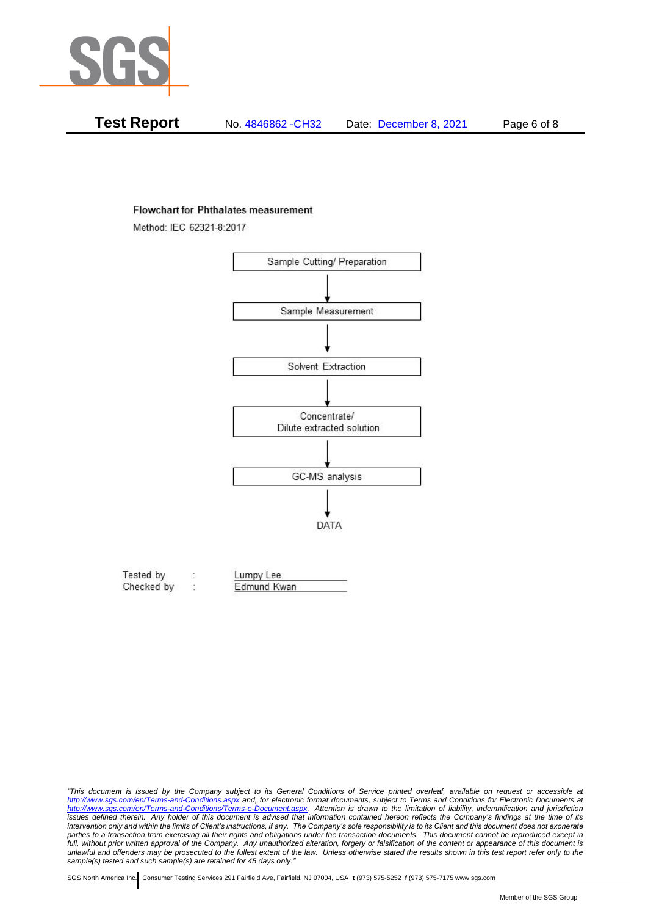**Test Report** No. 4846862 -CH32 Date: December 8, 2021

**Flowchart for Phthalates measurement**

Method: IEC 62321-8:2017

Sample Cutting/ Preparation

↓

Sample Measurement

↓

Solvent Extraction

↓

Concentrate/
Dilute extracted solution

↓

GC-MS analysis

↓

DATA

Tested by : Lumpy Lee
Checked by : Edmund Kwan

*"This document is issued by the Company subject to its General Conditions of Service printed overleaf, available on request or accessible at http://www.sgs.com/en/Terms-and-Conditions.aspx and, for electronic format documents, subject to Terms and Conditions for Electronic Documents at http://www.sgs.com/en/Terms-and-Conditions/Terms-e-Document.aspx. Attention is drawn to the limitation of liability, indemnification and jurisdiction issues defined therein. Any holder of this document is advised that information contained hereon reflects the Company's findings at the time of its intervention only and within the limits of Client's instructions, if any. The Company's sole responsibility is to its Client and this document does not exonerate parties to a transaction from exercising all their rights and obligations under the transaction documents. This document cannot be reproduced except in full, without prior written approval of the Company. Any unauthorized alteration, forgery or falsification of the content or appearance of this document is unlawful and offenders may be prosecuted to the fullest extent of the law. Unless otherwise stated the results shown in this test report refer only to the sample(s) tested and such sample(s) are retained for 45 days only."*

SGS North America Inc. | Consumer Testing Services 291 Fairfield Ave, Fairfield, NJ 07004, USA **t** (973) 575-5252 **f** (973) 575-7175 www.sgs.com

Member of the SGS Group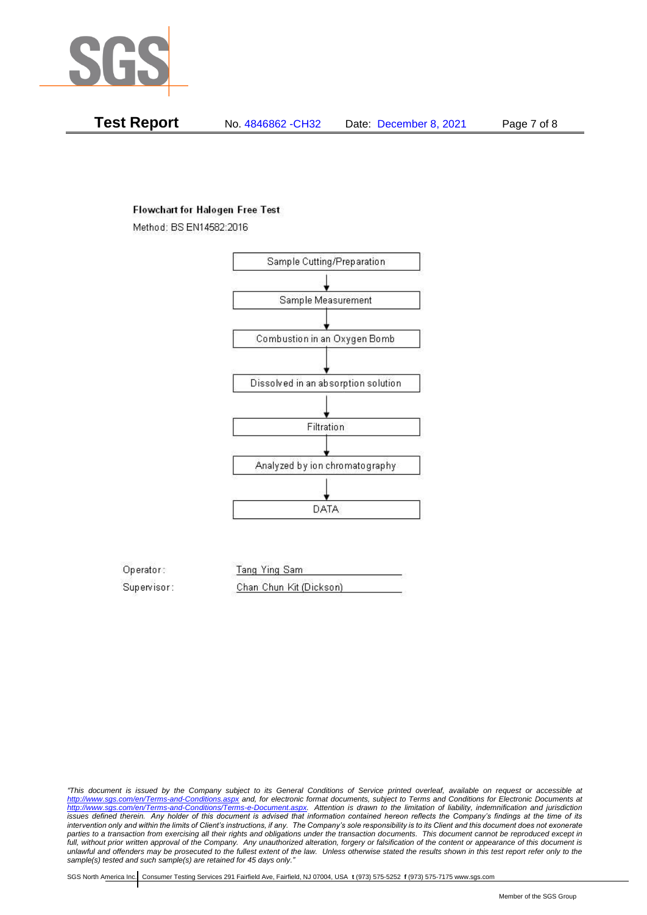**Flowchart for Halogen Free Test**

Method: BS EN14582:2016

Sample Cutting/Preparation

↓

Sample Measurement

↓

Combustion in an Oxygen Bomb

↓

Dissolved in an absorption solution

↓

Filtration

↓

Analyzed by ion chromatography

↓

DATA

Operator: Tang Ying Sam

Supervisor: Chan Chun Kit (Dickson)

*"This document is issued by the Company subject to its General Conditions of Service printed overleaf, available on request or accessible at http://www.sgs.com/en/Terms-and-Conditions.aspx and, for electronic format documents, subject to Terms and Conditions for Electronic Documents at http://www.sgs.com/en/Terms-and-Conditions/Terms-e-Document.aspx. Attention is drawn to the limitation of liability, indemnification and jurisdiction issues defined therein. Any holder of this document is advised that information contained hereon reflects the Company's findings at the time of its intervention only and within the limits of Client's instructions, if any. The Company's sole responsibility is to its Client and this document does not exonerate parties to a transaction from exercising all their rights and obligations under the transaction documents. This document cannot be reproduced except in full, without prior written approval of the Company. Any unauthorized alteration, forgery or falsification of the content or appearance of this document is unlawful and offenders may be prosecuted to the fullest extent of the law. Unless otherwise stated the results shown in this test report refer only to the sample(s) tested and such sample(s) are retained for 45 days only."*

SGS North America Inc. | Consumer Testing Services 291 Fairfield Ave, Fairfield, NJ 07004, USA **t** (973) 575-5252 **f** (973) 575-7175 www.sgs.com

Member of the SGS Group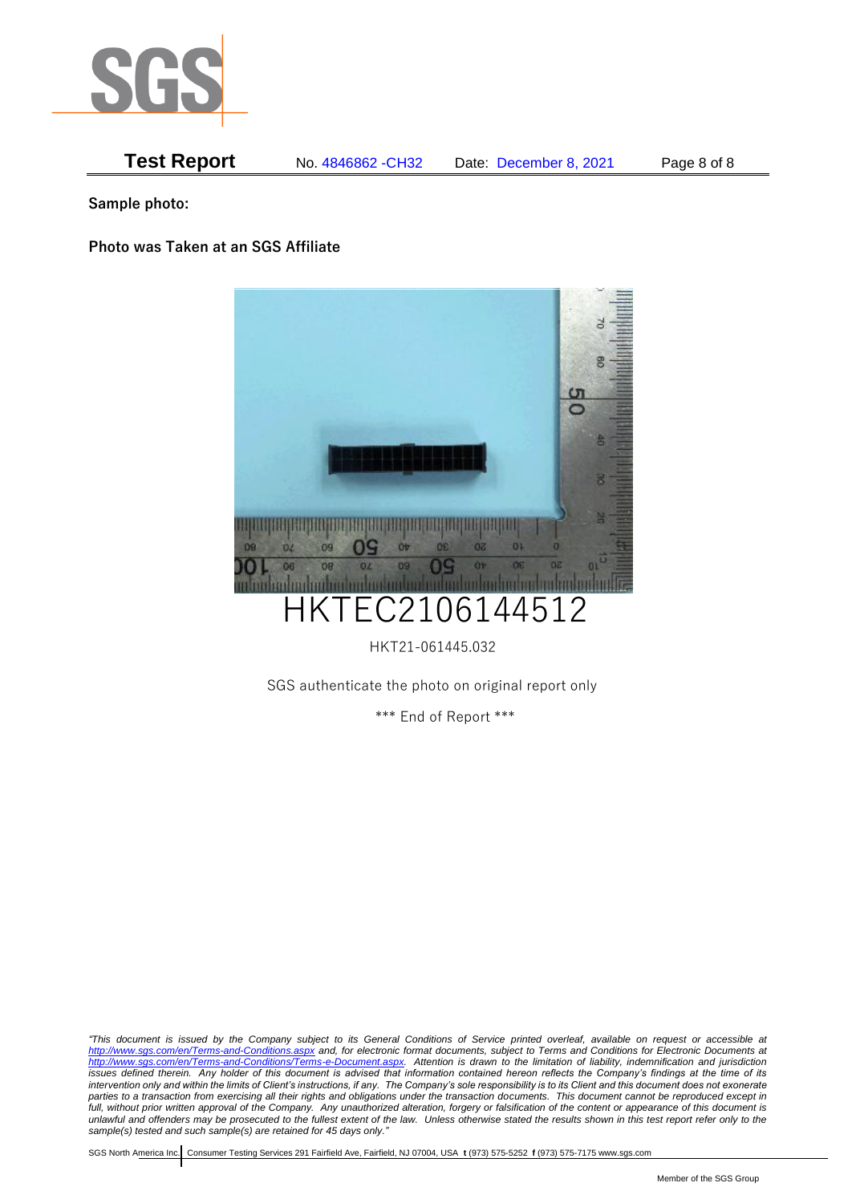**Sample photo:**

**Photo was Taken at an SGS Affiliate**

HKTEC2106144512

HKT21-061445.032

SGS authenticate the photo on original report only

*** End of Report ***

*"This document is issued by the Company subject to its General Conditions of Service printed overleaf, available on request or accessible at http://www.sgs.com/en/Terms-and-Conditions.aspx and, for electronic format documents, subject to Terms and Conditions for Electronic Documents at http://www.sgs.com/en/Terms-and-Conditions/Terms-e-Document.aspx. Attention is drawn to the limitation of liability, indemnification and jurisdiction issues defined therein. Any holder of this document is advised that information contained hereon reflects the Company's findings at the time of its intervention only and within the limits of Client's instructions, if any. The Company's sole responsibility is to its Client and this document does not exonerate parties to a transaction from exercising all their rights and obligations under the transaction documents. This document cannot be reproduced except in full, without prior written approval of the Company. Any unauthorized alteration, forgery or falsification of the content or appearance of this document is unlawful and offenders may be prosecuted to the fullest extent of the law. Unless otherwise stated the results shown in this test report refer only to the sample(s) tested and such sample(s) are retained for 45 days only."*

SGS North America Inc. | Consumer Testing Services 291 Fairfield Ave, Fairfield, NJ 07004, USA **t** (973) 575-5252 **f** (973) 575-7175 www.sgs.com

Member of the SGS Group